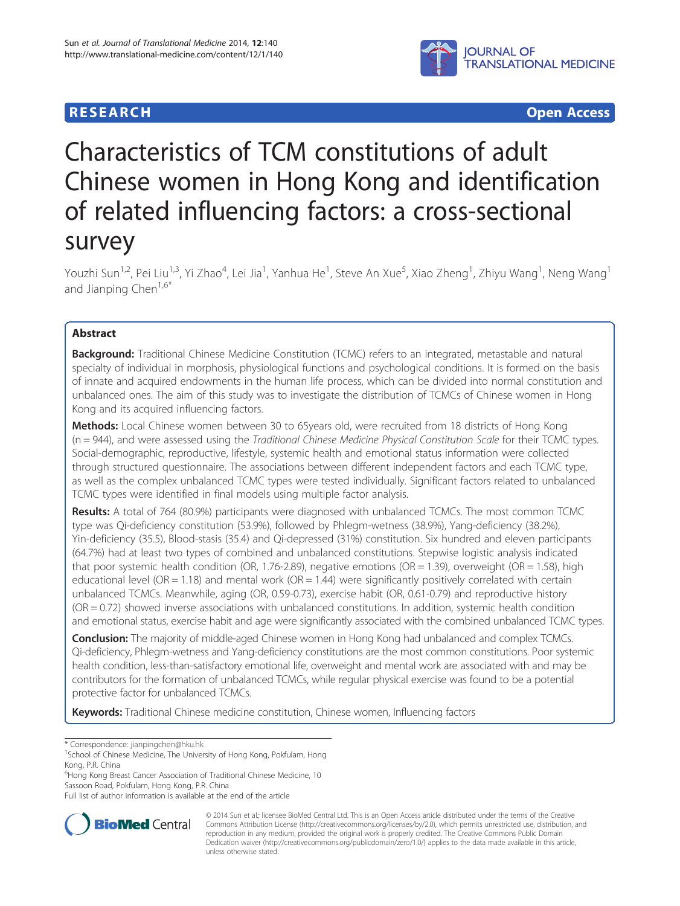RESEARCH **Open Access**

# Characteristics of TCM constitutions of adult Chinese women in Hong Kong and identification of related influencing factors: a cross-sectional survey

Youzhi Sun[1,2], Pei Liu[1,3], Yi Zhao[4], Lei Jia[1], Yanhua He[1], Steve An Xue[5], Xiao Zheng[1], Zhiyu Wang[1], Neng Wang[1] and Jianping Chen[1,6*]

## Abstract

**Background:** Traditional Chinese Medicine Constitution (TCMC) refers to an integrated, metastable and natural specialty of individual in morphosis, physiological functions and psychological conditions. It is formed on the basis of innate and acquired endowments in the human life process, which can be divided into normal constitution and unbalanced ones. The aim of this study was to investigate the distribution of TCMCs of Chinese women in Hong Kong and its acquired influencing factors.

**Methods:** Local Chinese women between 30 to 65years old, were recruited from 18 districts of Hong Kong (n = 944), and were assessed using the *Traditional Chinese Medicine Physical Constitution Scale* for their TCMC types. Social-demographic, reproductive, lifestyle, systemic health and emotional status information were collected through structured questionnaire. The associations between different independent factors and each TCMC type, as well as the complex unbalanced TCMC types were tested individually. Significant factors related to unbalanced TCMC types were identified in final models using multiple factor analysis.

**Results:** A total of 764 (80.9%) participants were diagnosed with unbalanced TCMCs. The most common TCMC type was Qi-deficiency constitution (53.9%), followed by Phlegm-wetness (38.9%), Yang-deficiency (38.2%), Yin-deficiency (35.5), Blood-stasis (35.4) and Qi-depressed (31%) constitution. Six hundred and eleven participants (64.7%) had at least two types of combined and unbalanced constitutions. Stepwise logistic analysis indicated that poor systemic health condition (OR, 1.76-2.89), negative emotions (OR = 1.39), overweight (OR = 1.58), high educational level (OR = 1.18) and mental work (OR = 1.44) were significantly positively correlated with certain unbalanced TCMCs. Meanwhile, aging (OR, 0.59-0.73), exercise habit (OR, 0.61-0.79) and reproductive history (OR = 0.72) showed inverse associations with unbalanced constitutions. In addition, systemic health condition and emotional status, exercise habit and age were significantly associated with the combined unbalanced TCMC types.

**Conclusion:** The majority of middle-aged Chinese women in Hong Kong had unbalanced and complex TCMCs. Qi-deficiency, Phlegm-wetness and Yang-deficiency constitutions are the most common constitutions. Poor systemic health condition, less-than-satisfactory emotional life, overweight and mental work are associated with and may be contributors for the formation of unbalanced TCMCs, while regular physical exercise was found to be a potential protective factor for unbalanced TCMCs.

**Keywords:** Traditional Chinese medicine constitution, Chinese women, Influencing factors

\* Correspondence: jianpingchen@hku.hk
[1]School of Chinese Medicine, The University of Hong Kong, Pokfulam, Hong Kong, P.R. China
[6]Hong Kong Breast Cancer Association of Traditional Chinese Medicine, 10 Sassoon Road, Pokfulam, Hong Kong, P.R. China
Full list of author information is available at the end of the article

© 2014 Sun et al.; licensee BioMed Central Ltd. This is an Open Access article distributed under the terms of the Creative Commons Attribution License (http://creativecommons.org/licenses/by/2.0), which permits unrestricted use, distribution, and reproduction in any medium, provided the original work is properly credited. The Creative Commons Public Domain Dedication waiver (http://creativecommons.org/publicdomain/zero/1.0/) applies to the data made available in this article, unless otherwise stated.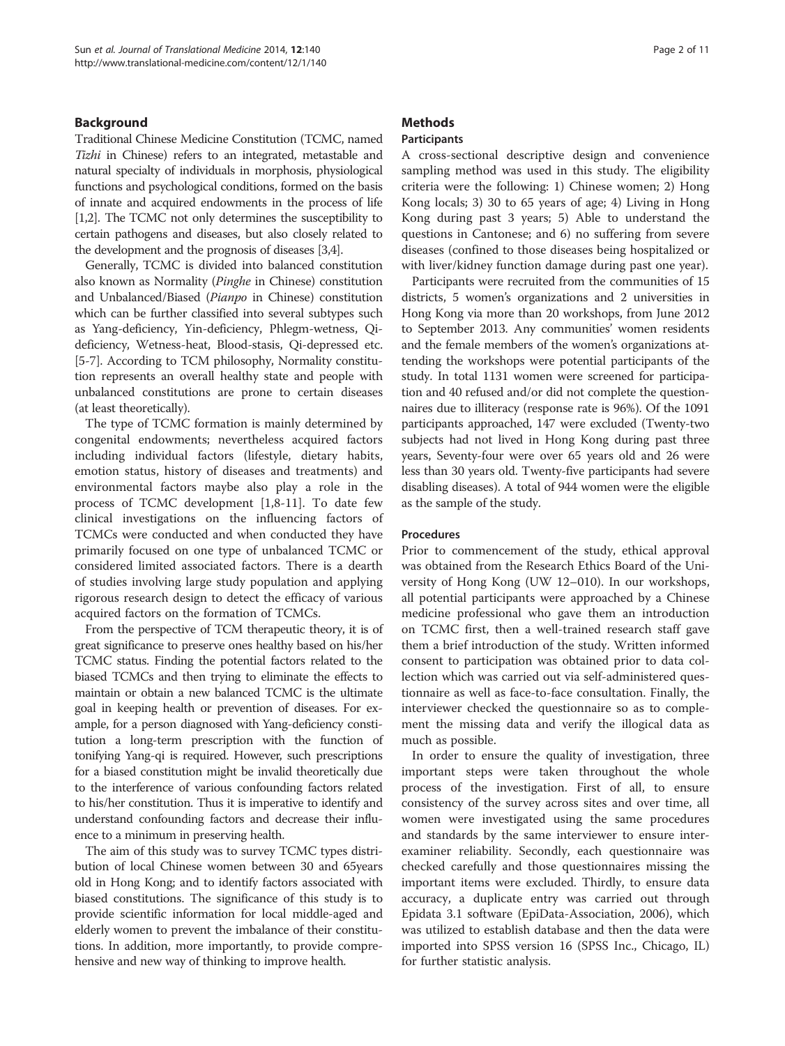## Background

Traditional Chinese Medicine Constitution (TCMC, named *Tizhi* in Chinese) refers to an integrated, metastable and natural specialty of individuals in morphosis, physiological functions and psychological conditions, formed on the basis of innate and acquired endowments in the process of life [1,2]. The TCMC not only determines the susceptibility to certain pathogens and diseases, but also closely related to the development and the prognosis of diseases [3,4].

Generally, TCMC is divided into balanced constitution also known as Normality (*Pinghe* in Chinese) constitution and Unbalanced/Biased (*Pianpo* in Chinese) constitution which can be further classified into several subtypes such as Yang-deficiency, Yin-deficiency, Phlegm-wetness, Qi-deficiency, Wetness-heat, Blood-stasis, Qi-depressed etc. [5-7]. According to TCM philosophy, Normality constitution represents an overall healthy state and people with unbalanced constitutions are prone to certain diseases (at least theoretically).

The type of TCMC formation is mainly determined by congenital endowments; nevertheless acquired factors including individual factors (lifestyle, dietary habits, emotion status, history of diseases and treatments) and environmental factors maybe also play a role in the process of TCMC development [1,8-11]. To date few clinical investigations on the influencing factors of TCMCs were conducted and when conducted they have primarily focused on one type of unbalanced TCMC or considered limited associated factors. There is a dearth of studies involving large study population and applying rigorous research design to detect the efficacy of various acquired factors on the formation of TCMCs.

From the perspective of TCM therapeutic theory, it is of great significance to preserve ones healthy based on his/her TCMC status. Finding the potential factors related to the biased TCMCs and then trying to eliminate the effects to maintain or obtain a new balanced TCMC is the ultimate goal in keeping health or prevention of diseases. For example, for a person diagnosed with Yang-deficiency constitution a long-term prescription with the function of tonifying Yang-qi is required. However, such prescriptions for a biased constitution might be invalid theoretically due to the interference of various confounding factors related to his/her constitution. Thus it is imperative to identify and understand confounding factors and decrease their influence to a minimum in preserving health.

The aim of this study was to survey TCMC types distribution of local Chinese women between 30 and 65years old in Hong Kong; and to identify factors associated with biased constitutions. The significance of this study is to provide scientific information for local middle-aged and elderly women to prevent the imbalance of their constitutions. In addition, more importantly, to provide comprehensive and new way of thinking to improve health.

## Methods

### Participants

A cross-sectional descriptive design and convenience sampling method was used in this study. The eligibility criteria were the following: 1) Chinese women; 2) Hong Kong locals; 3) 30 to 65 years of age; 4) Living in Hong Kong during past 3 years; 5) Able to understand the questions in Cantonese; and 6) no suffering from severe diseases (confined to those diseases being hospitalized or with liver/kidney function damage during past one year).

Participants were recruited from the communities of 15 districts, 5 women's organizations and 2 universities in Hong Kong via more than 20 workshops, from June 2012 to September 2013. Any communities' women residents and the female members of the women's organizations attending the workshops were potential participants of the study. In total 1131 women were screened for participation and 40 refused and/or did not complete the questionnaires due to illiteracy (response rate is 96%). Of the 1091 participants approached, 147 were excluded (Twenty-two subjects had not lived in Hong Kong during past three years, Seventy-four were over 65 years old and 26 were less than 30 years old. Twenty-five participants had severe disabling diseases). A total of 944 women were the eligible as the sample of the study.

### Procedures

Prior to commencement of the study, ethical approval was obtained from the Research Ethics Board of the University of Hong Kong (UW 12–010). In our workshops, all potential participants were approached by a Chinese medicine professional who gave them an introduction on TCMC first, then a well-trained research staff gave them a brief introduction of the study. Written informed consent to participation was obtained prior to data collection which was carried out via self-administered questionnaire as well as face-to-face consultation. Finally, the interviewer checked the questionnaire so as to complement the missing data and verify the illogical data as much as possible.

In order to ensure the quality of investigation, three important steps were taken throughout the whole process of the investigation. First of all, to ensure consistency of the survey across sites and over time, all women were investigated using the same procedures and standards by the same interviewer to ensure inter-examiner reliability. Secondly, each questionnaire was checked carefully and those questionnaires missing the important items were excluded. Thirdly, to ensure data accuracy, a duplicate entry was carried out through Epidata 3.1 software (EpiData-Association, 2006), which was utilized to establish database and then the data were imported into SPSS version 16 (SPSS Inc., Chicago, IL) for further statistic analysis.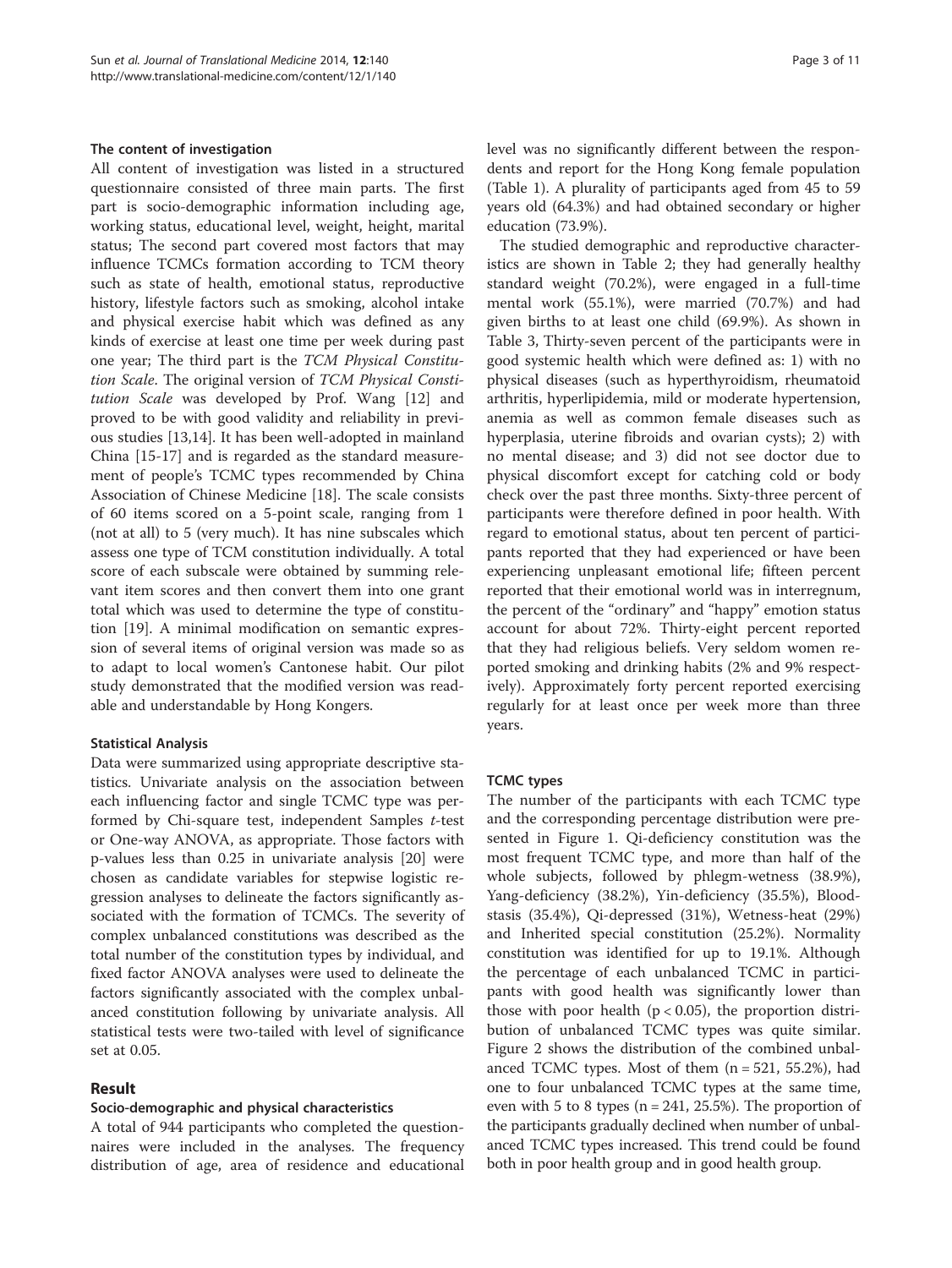### The content of investigation

All content of investigation was listed in a structured questionnaire consisted of three main parts. The first part is socio-demographic information including age, working status, educational level, weight, height, marital status; The second part covered most factors that may influence TCMCs formation according to TCM theory such as state of health, emotional status, reproductive history, lifestyle factors such as smoking, alcohol intake and physical exercise habit which was defined as any kinds of exercise at least one time per week during past one year; The third part is the *TCM Physical Constitution Scale*. The original version of *TCM Physical Constitution Scale* was developed by Prof. Wang [12] and proved to be with good validity and reliability in previous studies [13,14]. It has been well-adopted in mainland China [15-17] and is regarded as the standard measurement of people's TCMC types recommended by China Association of Chinese Medicine [18]. The scale consists of 60 items scored on a 5-point scale, ranging from 1 (not at all) to 5 (very much). It has nine subscales which assess one type of TCM constitution individually. A total score of each subscale were obtained by summing relevant item scores and then convert them into one grant total which was used to determine the type of constitution [19]. A minimal modification on semantic expression of several items of original version was made so as to adapt to local women's Cantonese habit. Our pilot study demonstrated that the modified version was readable and understandable by Hong Kongers.

### Statistical Analysis

Data were summarized using appropriate descriptive statistics. Univariate analysis on the association between each influencing factor and single TCMC type was performed by Chi-square test, independent Samples *t*-test or One-way ANOVA, as appropriate. Those factors with p-values less than 0.25 in univariate analysis [20] were chosen as candidate variables for stepwise logistic regression analyses to delineate the factors significantly associated with the formation of TCMCs. The severity of complex unbalanced constitutions was described as the total number of the constitution types by individual, and fixed factor ANOVA analyses were used to delineate the factors significantly associated with the complex unbalanced constitution following by univariate analysis. All statistical tests were two-tailed with level of significance set at 0.05.

## Result

### Socio-demographic and physical characteristics

A total of 944 participants who completed the questionnaires were included in the analyses. The frequency distribution of age, area of residence and educational level was no significantly different between the respondents and report for the Hong Kong female population (Table 1). A plurality of participants aged from 45 to 59 years old (64.3%) and had obtained secondary or higher education (73.9%).

The studied demographic and reproductive characteristics are shown in Table 2; they had generally healthy standard weight (70.2%), were engaged in a full-time mental work (55.1%), were married (70.7%) and had given births to at least one child (69.9%). As shown in Table 3, Thirty-seven percent of the participants were in good systemic health which were defined as: 1) with no physical diseases (such as hyperthyroidism, rheumatoid arthritis, hyperlipidemia, mild or moderate hypertension, anemia as well as common female diseases such as hyperplasia, uterine fibroids and ovarian cysts); 2) with no mental disease; and 3) did not see doctor due to physical discomfort except for catching cold or body check over the past three months. Sixty-three percent of participants were therefore defined in poor health. With regard to emotional status, about ten percent of participants reported that they had experienced or have been experiencing unpleasant emotional life; fifteen percent reported that their emotional world was in interregnum, the percent of the "ordinary" and "happy" emotion status account for about 72%. Thirty-eight percent reported that they had religious beliefs. Very seldom women reported smoking and drinking habits (2% and 9% respectively). Approximately forty percent reported exercising regularly for at least once per week more than three years.

### TCMC types

The number of the participants with each TCMC type and the corresponding percentage distribution were presented in Figure 1. Qi-deficiency constitution was the most frequent TCMC type, and more than half of the whole subjects, followed by phlegm-wetness (38.9%), Yang-deficiency (38.2%), Yin-deficiency (35.5%), Blood-stasis (35.4%), Qi-depressed (31%), Wetness-heat (29%) and Inherited special constitution (25.2%). Normality constitution was identified for up to 19.1%. Although the percentage of each unbalanced TCMC in participants with good health was significantly lower than those with poor health ($p < 0.05$), the proportion distribution of unbalanced TCMC types was quite similar. Figure 2 shows the distribution of the combined unbalanced TCMC types. Most of them ($n = 521$, 55.2%), had one to four unbalanced TCMC types at the same time, even with 5 to 8 types ($n = 241$, 25.5%). The proportion of the participants gradually declined when number of unbalanced TCMC types increased. This trend could be found both in poor health group and in good health group.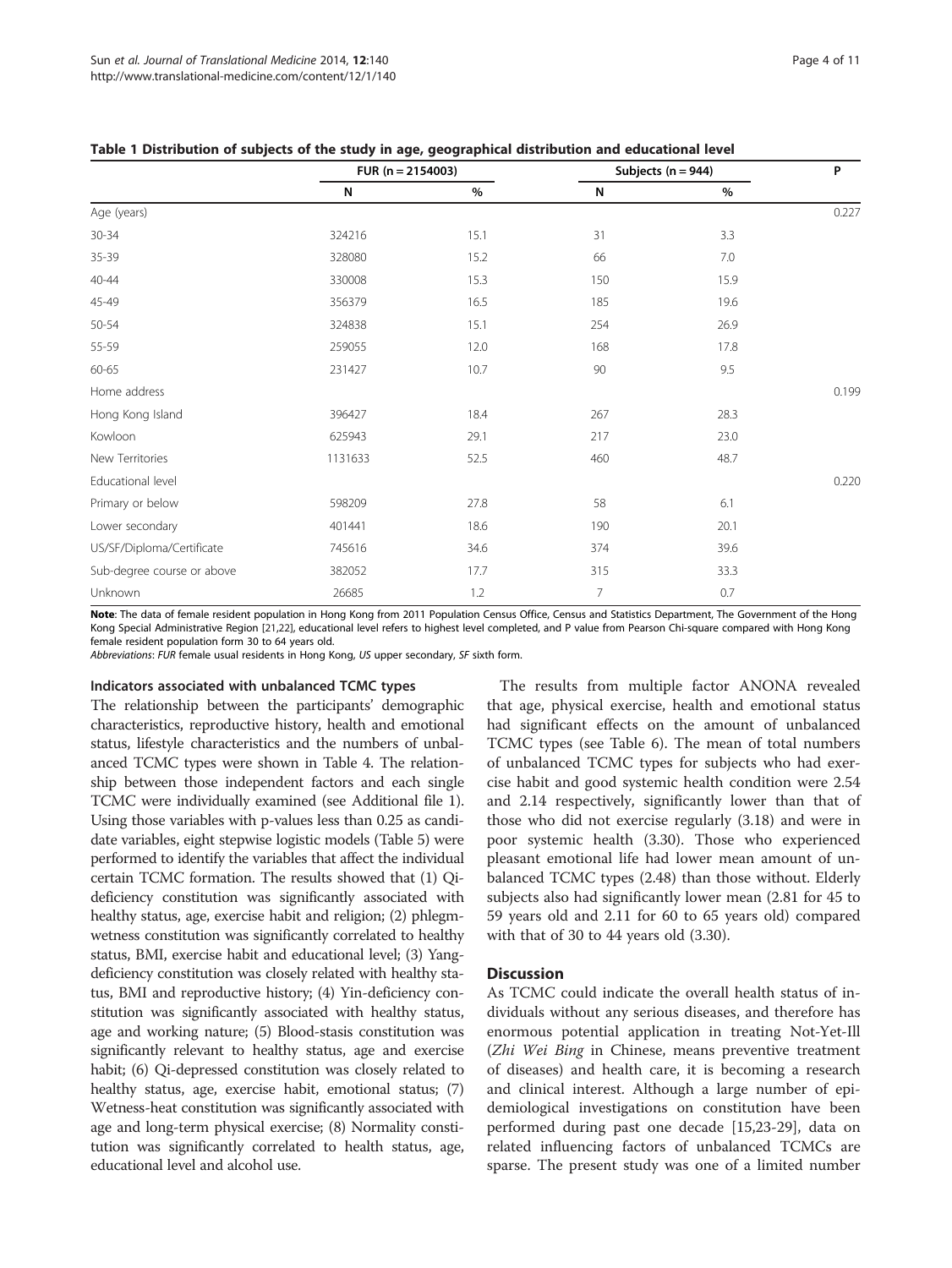**Table 1 Distribution of subjects of the study in age, geographical distribution and educational level**

| | FUR (n = 2154003) | | Subjects (n = 944) | | P |
|---|---|---|---|---|---|
| | N | % | N | % | |
| Age (years) | | | | | 0.227 |
| 30-34 | 324216 | 15.1 | 31 | 3.3 | |
| 35-39 | 328080 | 15.2 | 66 | 7.0 | |
| 40-44 | 330008 | 15.3 | 150 | 15.9 | |
| 45-49 | 356379 | 16.5 | 185 | 19.6 | |
| 50-54 | 324838 | 15.1 | 254 | 26.9 | |
| 55-59 | 259055 | 12.0 | 168 | 17.8 | |
| 60-65 | 231427 | 10.7 | 90 | 9.5 | |
| Home address | | | | | 0.199 |
| Hong Kong Island | 396427 | 18.4 | 267 | 28.3 | |
| Kowloon | 625943 | 29.1 | 217 | 23.0 | |
| New Territories | 1131633 | 52.5 | 460 | 48.7 | |
| Educational level | | | | | 0.220 |
| Primary or below | 598209 | 27.8 | 58 | 6.1 | |
| Lower secondary | 401441 | 18.6 | 190 | 20.1 | |
| US/SF/Diploma/Certificate | 745616 | 34.6 | 374 | 39.6 | |
| Sub-degree course or above | 382052 | 17.7 | 315 | 33.3 | |
| Unknown | 26685 | 1.2 | 7 | 0.7 | |

**Note**: The data of female resident population in Hong Kong from 2011 Population Census Office, Census and Statistics Department, The Government of the Hong Kong Special Administrative Region [21,22], educational level refers to highest level completed, and P value from Pearson Chi-square compared with Hong Kong female resident population form 30 to 64 years old.

*Abbreviations*: *FUR* female usual residents in Hong Kong, *US* upper secondary, *SF* sixth form.

#### Indicators associated with unbalanced TCMC types

The relationship between the participants' demographic characteristics, reproductive history, health and emotional status, lifestyle characteristics and the numbers of unbalanced TCMC types were shown in Table 4. The relationship between those independent factors and each single TCMC were individually examined (see Additional file 1). Using those variables with p-values less than 0.25 as candidate variables, eight stepwise logistic models (Table 5) were performed to identify the variables that affect the individual certain TCMC formation. The results showed that (1) Qi-deficiency constitution was significantly associated with healthy status, age, exercise habit and religion; (2) phlegm-wetness constitution was significantly correlated to healthy status, BMI, exercise habit and educational level; (3) Yang-deficiency constitution was closely related with healthy status, BMI and reproductive history; (4) Yin-deficiency constitution was significantly associated with healthy status, age and working nature; (5) Blood-stasis constitution was significantly relevant to healthy status, age and exercise habit; (6) Qi-depressed constitution was closely related to healthy status, age, exercise habit, emotional status; (7) Wetness-heat constitution was significantly associated with age and long-term physical exercise; (8) Normality constitution was significantly correlated to health status, age, educational level and alcohol use.

The results from multiple factor ANONA revealed that age, physical exercise, health and emotional status had significant effects on the amount of unbalanced TCMC types (see Table 6). The mean of total numbers of unbalanced TCMC types for subjects who had exercise habit and good systemic health condition were 2.54 and 2.14 respectively, significantly lower than that of those who did not exercise regularly (3.18) and were in poor systemic health (3.30). Those who experienced pleasant emotional life had lower mean amount of unbalanced TCMC types (2.48) than those without. Elderly subjects also had significantly lower mean (2.81 for 45 to 59 years old and 2.11 for 60 to 65 years old) compared with that of 30 to 44 years old (3.30).

## Discussion

As TCMC could indicate the overall health status of individuals without any serious diseases, and therefore has enormous potential application in treating Not-Yet-Ill (*Zhi Wei Bing* in Chinese, means preventive treatment of diseases) and health care, it is becoming a research and clinical interest. Although a large number of epidemiological investigations on constitution have been performed during past one decade [15,23-29], data on related influencing factors of unbalanced TCMCs are sparse. The present study was one of a limited number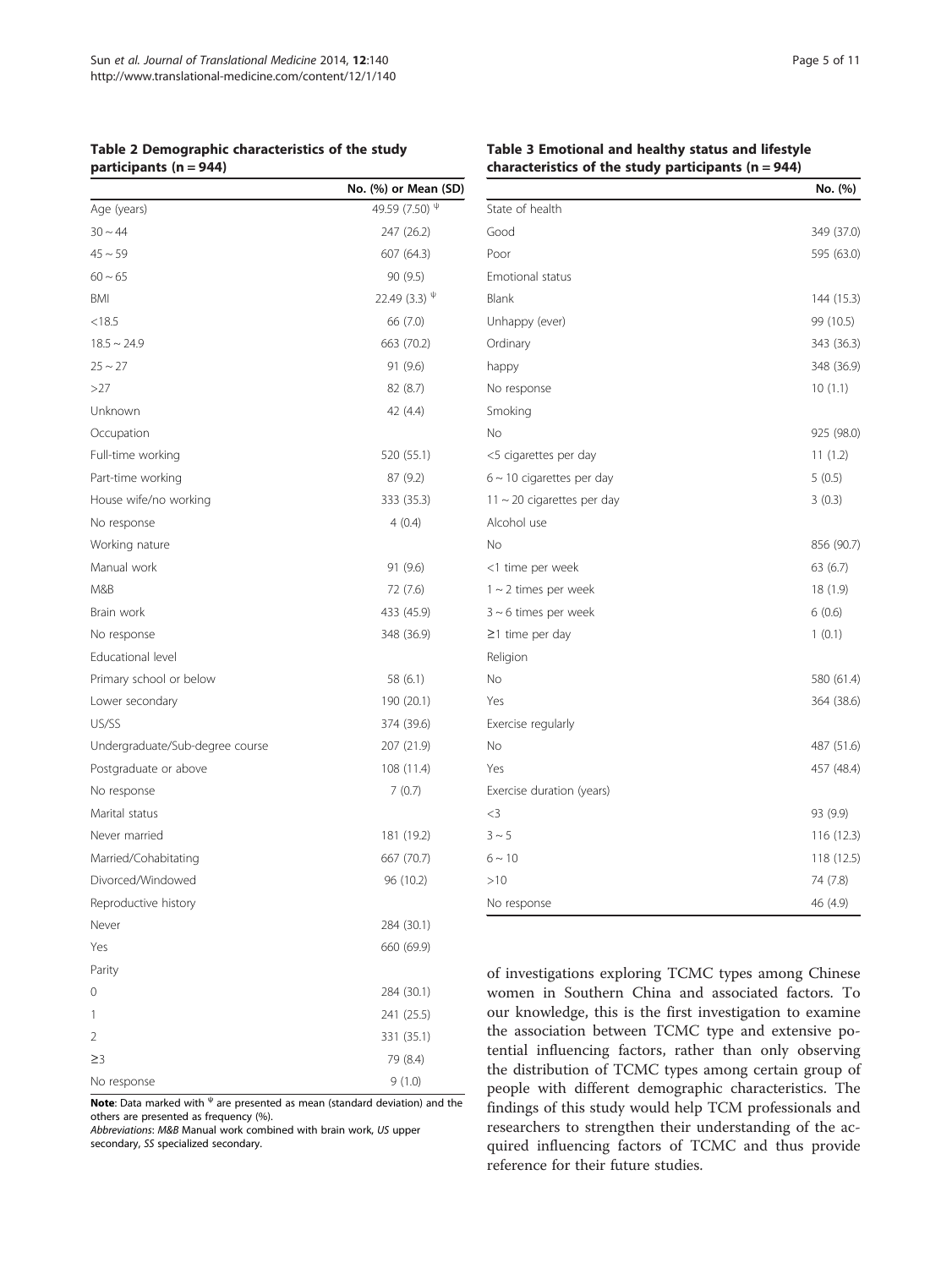**Table 2 Demographic characteristics of the study participants (n = 944)**

| | No. (%) or Mean (SD) |
|---|---|
| Age (years) | 49.59 (7.50) $^{\Psi}$ |
| 30 ~ 44 | 247 (26.2) |
| 45 ~ 59 | 607 (64.3) |
| 60 ~ 65 | 90 (9.5) |
| BMI | 22.49 (3.3) $^{\Psi}$ |
| <18.5 | 66 (7.0) |
| 18.5 ~ 24.9 | 663 (70.2) |
| 25 ~ 27 | 91 (9.6) |
| >27 | 82 (8.7) |
| Unknown | 42 (4.4) |
| Occupation | |
| Full-time working | 520 (55.1) |
| Part-time working | 87 (9.2) |
| House wife/no working | 333 (35.3) |
| No response | 4 (0.4) |
| Working nature | |
| Manual work | 91 (9.6) |
| M&B | 72 (7.6) |
| Brain work | 433 (45.9) |
| No response | 348 (36.9) |
| Educational level | |
| Primary school or below | 58 (6.1) |
| Lower secondary | 190 (20.1) |
| US/SS | 374 (39.6) |
| Undergraduate/Sub-degree course | 207 (21.9) |
| Postgraduate or above | 108 (11.4) |
| No response | 7 (0.7) |
| Marital status | |
| Never married | 181 (19.2) |
| Married/Cohabitating | 667 (70.7) |
| Divorced/Windowed | 96 (10.2) |
| Reproductive history | |
| Never | 284 (30.1) |
| Yes | 660 (69.9) |
| Parity | |
| 0 | 284 (30.1) |
| 1 | 241 (25.5) |
| 2 | 331 (35.1) |
| ≥3 | 79 (8.4) |
| No response | 9 (1.0) |

**Note**: Data marked with $^{\Psi}$ are presented as mean (standard deviation) and the others are presented as frequency (%).
*Abbreviations*: *M&B* Manual work combined with brain work, *US* upper secondary, *SS* specialized secondary.

**Table 3 Emotional and healthy status and lifestyle characteristics of the study participants (n = 944)**

| | No. (%) |
|---|---|
| State of health | |
| Good | 349 (37.0) |
| Poor | 595 (63.0) |
| Emotional status | |
| Blank | 144 (15.3) |
| Unhappy (ever) | 99 (10.5) |
| Ordinary | 343 (36.3) |
| happy | 348 (36.9) |
| No response | 10 (1.1) |
| Smoking | |
| No | 925 (98.0) |
| <5 cigarettes per day | 11 (1.2) |
| 6 ~ 10 cigarettes per day | 5 (0.5) |
| 11 ~ 20 cigarettes per day | 3 (0.3) |
| Alcohol use | |
| No | 856 (90.7) |
| <1 time per week | 63 (6.7) |
| 1 ~ 2 times per week | 18 (1.9) |
| 3 ~ 6 times per week | 6 (0.6) |
| ≥1 time per day | 1 (0.1) |
| Religion | |
| No | 580 (61.4) |
| Yes | 364 (38.6) |
| Exercise regularly | |
| No | 487 (51.6) |
| Yes | 457 (48.4) |
| Exercise duration (years) | |
| <3 | 93 (9.9) |
| 3 ~ 5 | 116 (12.3) |
| 6 ~ 10 | 118 (12.5) |
| >10 | 74 (7.8) |
| No response | 46 (4.9) |

of investigations exploring TCMC types among Chinese women in Southern China and associated factors. To our knowledge, this is the first investigation to examine the association between TCMC type and extensive potential influencing factors, rather than only observing the distribution of TCMC types among certain group of people with different demographic characteristics. The findings of this study would help TCM professionals and researchers to strengthen their understanding of the acquired influencing factors of TCMC and thus provide reference for their future studies.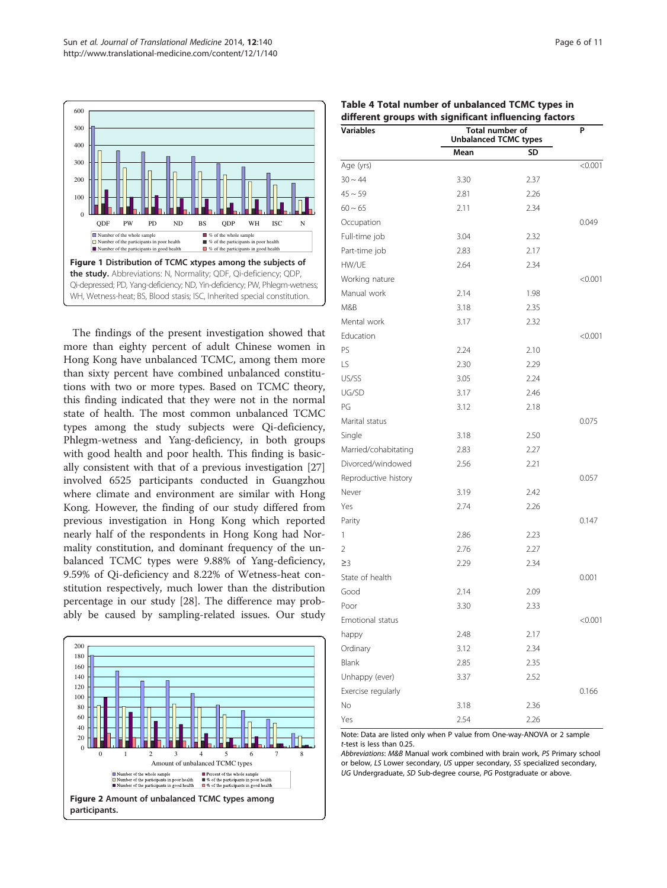Figure 1 Distribution of TCMC xtypes among the subjects of the study. Abbreviations: N, Normality; QDF, Qi-deficiency; QDP, Qi-depressed; PD, Yang-deficiency; ND, Yin-deficiency; PW, Phlegm-wetness; WH, Wetness-heat; BS, Blood stasis; ISC, Inherited special constitution.

The findings of the present investigation showed that more than eighty percent of adult Chinese women in Hong Kong have unbalanced TCMC, among them more than sixty percent have combined unbalanced constitutions with two or more types. Based on TCMC theory, this finding indicated that they were not in the normal state of health. The most common unbalanced TCMC types among the study subjects were Qi-deficiency, Phlegm-wetness and Yang-deficiency, in both groups with good health and poor health. This finding is basically consistent with that of a previous investigation [27] involved 6525 participants conducted in Guangzhou where climate and environment are similar with Hong Kong. However, the finding of our study differed from previous investigation in Hong Kong which reported nearly half of the respondents in Hong Kong had Normality constitution, and dominant frequency of the unbalanced TCMC types were 9.88% of Yang-deficiency, 9.59% of Qi-deficiency and 8.22% of Wetness-heat constitution respectively, much lower than the distribution percentage in our study [28]. The difference may probably be caused by sampling-related issues. Our study

Figure 2 Amount of unbalanced TCMC types among participants.

**Table 4 Total number of unbalanced TCMC types in different groups with significant influencing factors**

| Variables | Total number of Unbalanced TCMC types | | P |
|---|---|---|---|
| | Mean | SD | |
| Age (yrs) | | | <0.001 |
| 30 ~ 44 | 3.30 | 2.37 | |
| 45 ~ 59 | 2.81 | 2.26 | |
| 60 ~ 65 | 2.11 | 2.34 | |
| Occupation | | | 0.049 |
| Full-time job | 3.04 | 2.32 | |
| Part-time job | 2.83 | 2.17 | |
| HW/UE | 2.64 | 2.34 | |
| Working nature | | | <0.001 |
| Manual work | 2.14 | 1.98 | |
| M&B | 3.18 | 2.35 | |
| Mental work | 3.17 | 2.32 | |
| Education | | | <0.001 |
| PS | 2.24 | 2.10 | |
| LS | 2.30 | 2.29 | |
| US/SS | 3.05 | 2.24 | |
| UG/SD | 3.17 | 2.46 | |
| PG | 3.12 | 2.18 | |
| Marital status | | | 0.075 |
| Single | 3.18 | 2.50 | |
| Married/cohabitating | 2.83 | 2.27 | |
| Divorced/windowed | 2.56 | 2.21 | |
| Reproductive history | | | 0.057 |
| Never | 3.19 | 2.42 | |
| Yes | 2.74 | 2.26 | |
| Parity | | | 0.147 |
| 1 | 2.86 | 2.23 | |
| 2 | 2.76 | 2.27 | |
| ≥3 | 2.29 | 2.34 | |
| State of health | | | 0.001 |
| Good | 2.14 | 2.09 | |
| Poor | 3.30 | 2.33 | |
| Emotional status | | | <0.001 |
| happy | 2.48 | 2.17 | |
| Ordinary | 3.12 | 2.34 | |
| Blank | 2.85 | 2.35 | |
| Unhappy (ever) | 3.37 | 2.52 | |
| Exercise regularly | | | 0.166 |
| No | 3.18 | 2.36 | |
| Yes | 2.54 | 2.26 | |

Note: Data are listed only when P value from One-way-ANOVA or 2 sample *t*-test is less than 0.25.

*Abbreviations*: *M&B* Manual work combined with brain work, *PS* Primary school or below, *LS* Lower secondary, *US* upper secondary, *SS* specialized secondary, *UG* Undergraduate, *SD* Sub-degree course, *PG* Postgraduate or above.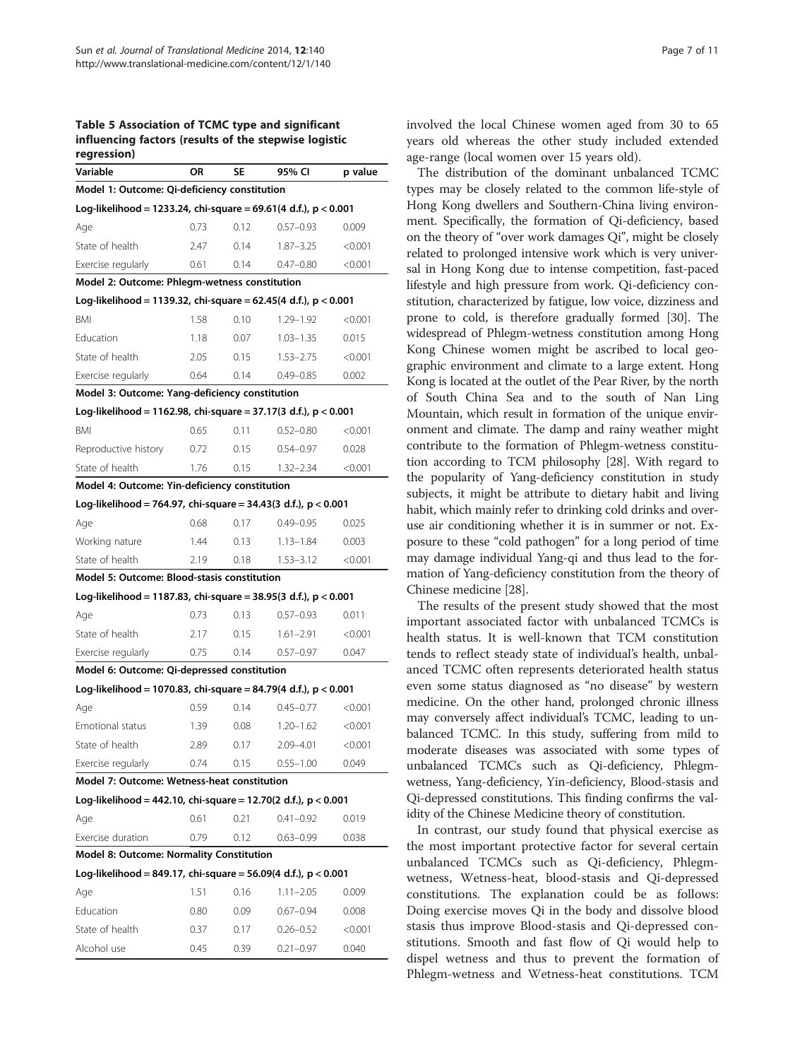**Table 5 Association of TCMC type and significant influencing factors (results of the stepwise logistic regression)**

| Variable | OR | SE | 95% CI | p value |
|---|---|---|---|---|
| **Model 1: Outcome: Qi-deficiency constitution** | | | | |
| **Log-likelihood = 1233.24, chi-square = 69.61(4 d.f.), p < 0.001** | | | | |
| Age | 0.73 | 0.12 | 0.57–0.93 | 0.009 |
| State of health | 2.47 | 0.14 | 1.87–3.25 | <0.001 |
| Exercise regularly | 0.61 | 0.14 | 0.47–0.80 | <0.001 |
| **Model 2: Outcome: Phlegm-wetness constitution** | | | | |
| **Log-likelihood = 1139.32, chi-square = 62.45(4 d.f.), p < 0.001** | | | | |
| BMI | 1.58 | 0.10 | 1.29–1.92 | <0.001 |
| Education | 1.18 | 0.07 | 1.03–1.35 | 0.015 |
| State of health | 2.05 | 0.15 | 1.53–2.75 | <0.001 |
| Exercise regularly | 0.64 | 0.14 | 0.49–0.85 | 0.002 |
| **Model 3: Outcome: Yang-deficiency constitution** | | | | |
| **Log-likelihood = 1162.98, chi-square = 37.17(3 d.f.), p < 0.001** | | | | |
| BMI | 0.65 | 0.11 | 0.52–0.80 | <0.001 |
| Reproductive history | 0.72 | 0.15 | 0.54–0.97 | 0.028 |
| State of health | 1.76 | 0.15 | 1.32–2.34 | <0.001 |
| **Model 4: Outcome: Yin-deficiency constitution** | | | | |
| **Log-likelihood = 764.97, chi-square = 34.43(3 d.f.), p < 0.001** | | | | |
| Age | 0.68 | 0.17 | 0.49–0.95 | 0.025 |
| Working nature | 1.44 | 0.13 | 1.13–1.84 | 0.003 |
| State of health | 2.19 | 0.18 | 1.53–3.12 | <0.001 |
| **Model 5: Outcome: Blood-stasis constitution** | | | | |
| **Log-likelihood = 1187.83, chi-square = 38.95(3 d.f.), p < 0.001** | | | | |
| Age | 0.73 | 0.13 | 0.57–0.93 | 0.011 |
| State of health | 2.17 | 0.15 | 1.61–2.91 | <0.001 |
| Exercise regularly | 0.75 | 0.14 | 0.57–0.97 | 0.047 |
| **Model 6: Outcome: Qi-depressed constitution** | | | | |
| **Log-likelihood = 1070.83, chi-square = 84.79(4 d.f.), p < 0.001** | | | | |
| Age | 0.59 | 0.14 | 0.45–0.77 | <0.001 |
| Emotional status | 1.39 | 0.08 | 1.20–1.62 | <0.001 |
| State of health | 2.89 | 0.17 | 2.09–4.01 | <0.001 |
| Exercise regularly | 0.74 | 0.15 | 0.55–1.00 | 0.049 |
| **Model 7: Outcome: Wetness-heat constitution** | | | | |
| **Log-likelihood = 442.10, chi-square = 12.70(2 d.f.), p < 0.001** | | | | |
| Age | 0.61 | 0.21 | 0.41–0.92 | 0.019 |
| Exercise duration | 0.79 | 0.12 | 0.63–0.99 | 0.038 |
| **Model 8: Outcome: Normality Constitution** | | | | |
| **Log-likelihood = 849.17, chi-square = 56.09(4 d.f.), p < 0.001** | | | | |
| Age | 1.51 | 0.16 | 1.11–2.05 | 0.009 |
| Education | 0.80 | 0.09 | 0.67–0.94 | 0.008 |
| State of health | 0.37 | 0.17 | 0.26–0.52 | <0.001 |
| Alcohol use | 0.45 | 0.39 | 0.21–0.97 | 0.040 |

involved the local Chinese women aged from 30 to 65 years old whereas the other study included extended age-range (local women over 15 years old).

The distribution of the dominant unbalanced TCMC types may be closely related to the common life-style of Hong Kong dwellers and Southern-China living environment. Specifically, the formation of Qi-deficiency, based on the theory of "over work damages Qi", might be closely related to prolonged intensive work which is very universal in Hong Kong due to intense competition, fast-paced lifestyle and high pressure from work. Qi-deficiency constitution, characterized by fatigue, low voice, dizziness and prone to cold, is therefore gradually formed [30]. The widespread of Phlegm-wetness constitution among Hong Kong Chinese women might be ascribed to local geographic environment and climate to a large extent. Hong Kong is located at the outlet of the Pearl River, by the north of South China Sea and to the south of Nan Ling Mountain, which result in formation of the unique environment and climate. The damp and rainy weather might contribute to the formation of Phlegm-wetness constitution according to TCM philosophy [28]. With regard to the popularity of Yang-deficiency constitution in study subjects, it might be attribute to dietary habit and living habit, which mainly refer to drinking cold drinks and overuse air conditioning whether it is in summer or not. Exposure to these "cold pathogen" for a long period of time may damage individual Yang-qi and thus lead to the formation of Yang-deficiency constitution from the theory of Chinese medicine [28].

The results of the present study showed that the most important associated factor with unbalanced TCMCs is health status. It is well-known that TCM constitution tends to reflect steady state of individual's health, unbalanced TCMC often represents deteriorated health status even some status diagnosed as "no disease" by western medicine. On the other hand, prolonged chronic illness may conversely affect individual's TCMC, leading to unbalanced TCMC. In this study, suffering from mild to moderate diseases was associated with some types of unbalanced TCMCs such as Qi-deficiency, Phlegm-wetness, Yang-deficiency, Yin-deficiency, Blood-stasis and Qi-depressed constitutions. This finding confirms the validity of the Chinese Medicine theory of constitution.

In contrast, our study found that physical exercise as the most important protective factor for several certain unbalanced TCMCs such as Qi-deficiency, Phlegm-wetness, Wetness-heat, blood-stasis and Qi-depressed constitutions. The explanation could be as follows: Doing exercise moves Qi in the body and dissolve blood stasis thus improve Blood-stasis and Qi-depressed constitutions. Smooth and fast flow of Qi would help to dispel wetness and thus to prevent the formation of Phlegm-wetness and Wetness-heat constitutions. TCM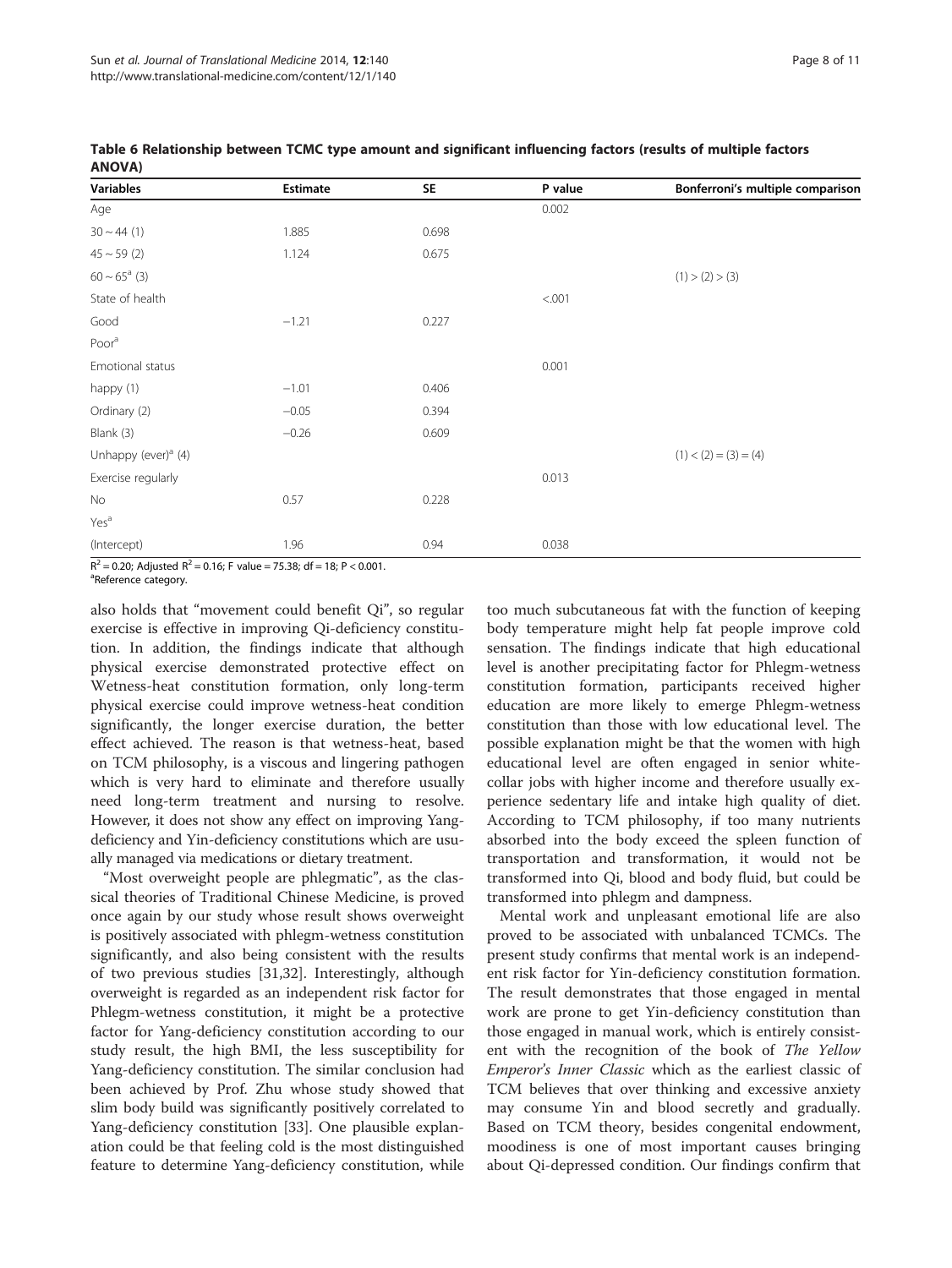**Table 6 Relationship between TCMC type amount and significant influencing factors (results of multiple factors ANOVA)**

| Variables | Estimate | SE | P value | Bonferroni's multiple comparison |
|---|---|---|---|---|
| Age | | | 0.002 | |
| 30 ~ 44 (1) | 1.885 | 0.698 | | |
| 45 ~ 59 (2) | 1.124 | 0.675 | | |
| 60 ~ 65[a] (3) | | | | (1) > (2) > (3) |
| State of health | | | <.001 | |
| Good | −1.21 | 0.227 | | |
| Poor[a] | | | | |
| Emotional status | | | 0.001 | |
| happy (1) | −1.01 | 0.406 | | |
| Ordinary (2) | −0.05 | 0.394 | | |
| Blank (3) | −0.26 | 0.609 | | |
| Unhappy (ever)[a] (4) | | | | (1) < (2) = (3) = (4) |
| Exercise regularly | | | 0.013 | |
| No | 0.57 | 0.228 | | |
| Yes[a] | | | | |
| (Intercept) | 1.96 | 0.94 | 0.038 | |

$R^2 = 0.20$; Adjusted $R^2 = 0.16$; F value = 75.38; df = 18; $P < 0.001$.

[a]Reference category.

also holds that "movement could benefit Qi", so regular exercise is effective in improving Qi-deficiency constitution. In addition, the findings indicate that although physical exercise demonstrated protective effect on Wetness-heat constitution formation, only long-term physical exercise could improve wetness-heat condition significantly, the longer exercise duration, the better effect achieved. The reason is that wetness-heat, based on TCM philosophy, is a viscous and lingering pathogen which is very hard to eliminate and therefore usually need long-term treatment and nursing to resolve. However, it does not show any effect on improving Yang-deficiency and Yin-deficiency constitutions which are usually managed via medications or dietary treatment.

"Most overweight people are phlegmatic", as the classical theories of Traditional Chinese Medicine, is proved once again by our study whose result shows overweight is positively associated with phlegm-wetness constitution significantly, and also being consistent with the results of two previous studies [31,32]. Interestingly, although overweight is regarded as an independent risk factor for Phlegm-wetness constitution, it might be a protective factor for Yang-deficiency constitution according to our study result, the high BMI, the less susceptibility for Yang-deficiency constitution. The similar conclusion had been achieved by Prof. Zhu whose study showed that slim body build was significantly positively correlated to Yang-deficiency constitution [33]. One plausible explanation could be that feeling cold is the most distinguished feature to determine Yang-deficiency constitution, while too much subcutaneous fat with the function of keeping body temperature might help fat people improve cold sensation. The findings indicate that high educational level is another precipitating factor for Phlegm-wetness constitution formation, participants received higher education are more likely to emerge Phlegm-wetness constitution than those with low educational level. The possible explanation might be that the women with high educational level are often engaged in senior white-collar jobs with higher income and therefore usually experience sedentary life and intake high quality of diet. According to TCM philosophy, if too many nutrients absorbed into the body exceed the spleen function of transportation and transformation, it would not be transformed into Qi, blood and body fluid, but could be transformed into phlegm and dampness.

Mental work and unpleasant emotional life are also proved to be associated with unbalanced TCMCs. The present study confirms that mental work is an independent risk factor for Yin-deficiency constitution formation. The result demonstrates that those engaged in mental work are prone to get Yin-deficiency constitution than those engaged in manual work, which is entirely consistent with the recognition of the book of *The Yellow Emperor's Inner Classic* which as the earliest classic of TCM believes that over thinking and excessive anxiety may consume Yin and blood secretly and gradually. Based on TCM theory, besides congenital endowment, moodiness is one of most important causes bringing about Qi-depressed condition. Our findings confirm that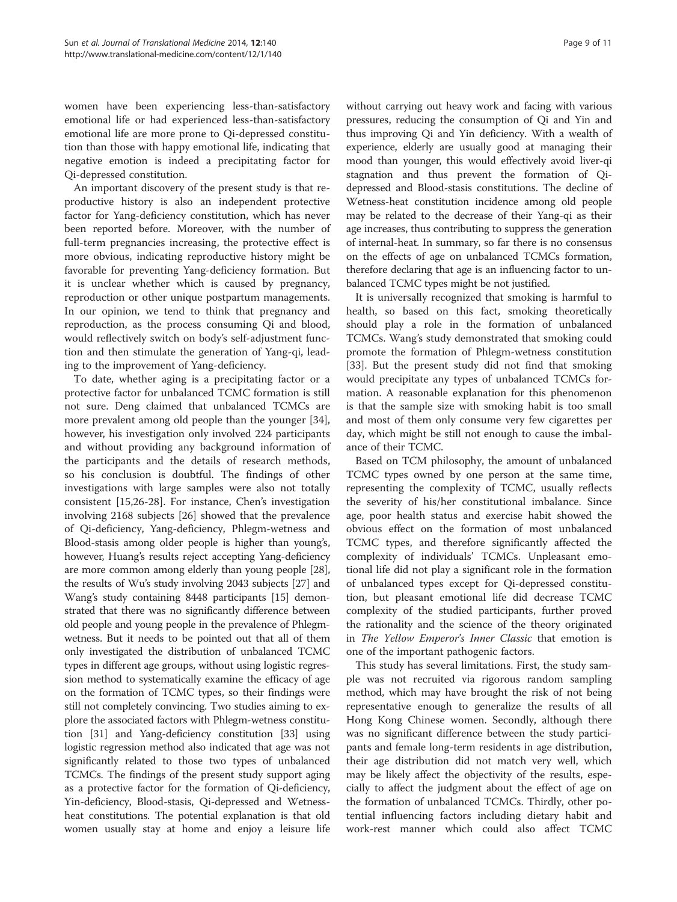women have been experiencing less-than-satisfactory emotional life or had experienced less-than-satisfactory emotional life are more prone to Qi-depressed constitution than those with happy emotional life, indicating that negative emotion is indeed a precipitating factor for Qi-depressed constitution.

An important discovery of the present study is that reproductive history is also an independent protective factor for Yang-deficiency constitution, which has never been reported before. Moreover, with the number of full-term pregnancies increasing, the protective effect is more obvious, indicating reproductive history might be favorable for preventing Yang-deficiency formation. But it is unclear whether which is caused by pregnancy, reproduction or other unique postpartum managements. In our opinion, we tend to think that pregnancy and reproduction, as the process consuming Qi and blood, would reflectively switch on body's self-adjustment function and then stimulate the generation of Yang-qi, leading to the improvement of Yang-deficiency.

To date, whether aging is a precipitating factor or a protective factor for unbalanced TCMC formation is still not sure. Deng claimed that unbalanced TCMCs are more prevalent among old people than the younger [34], however, his investigation only involved 224 participants and without providing any background information of the participants and the details of research methods, so his conclusion is doubtful. The findings of other investigations with large samples were also not totally consistent [15,26-28]. For instance, Chen's investigation involving 2168 subjects [26] showed that the prevalence of Qi-deficiency, Yang-deficiency, Phlegm-wetness and Blood-stasis among older people is higher than young's, however, Huang's results reject accepting Yang-deficiency are more common among elderly than young people [28], the results of Wu's study involving 2043 subjects [27] and Wang's study containing 8448 participants [15] demonstrated that there was no significantly difference between old people and young people in the prevalence of Phlegm-wetness. But it needs to be pointed out that all of them only investigated the distribution of unbalanced TCMC types in different age groups, without using logistic regression method to systematically examine the efficacy of age on the formation of TCMC types, so their findings were still not completely convincing. Two studies aiming to explore the associated factors with Phlegm-wetness constitution [31] and Yang-deficiency constitution [33] using logistic regression method also indicated that age was not significantly related to those two types of unbalanced TCMCs. The findings of the present study support aging as a protective factor for the formation of Qi-deficiency, Yin-deficiency, Blood-stasis, Qi-depressed and Wetness-heat constitutions. The potential explanation is that old women usually stay at home and enjoy a leisure life without carrying out heavy work and facing with various pressures, reducing the consumption of Qi and Yin and thus improving Qi and Yin deficiency. With a wealth of experience, elderly are usually good at managing their mood than younger, this would effectively avoid liver-qi stagnation and thus prevent the formation of Qi-depressed and Blood-stasis constitutions. The decline of Wetness-heat constitution incidence among old people may be related to the decrease of their Yang-qi as their age increases, thus contributing to suppress the generation of internal-heat. In summary, so far there is no consensus on the effects of age on unbalanced TCMCs formation, therefore declaring that age is an influencing factor to unbalanced TCMC types might be not justified.

It is universally recognized that smoking is harmful to health, so based on this fact, smoking theoretically should play a role in the formation of unbalanced TCMCs. Wang's study demonstrated that smoking could promote the formation of Phlegm-wetness constitution [33]. But the present study did not find that smoking would precipitate any types of unbalanced TCMCs formation. A reasonable explanation for this phenomenon is that the sample size with smoking habit is too small and most of them only consume very few cigarettes per day, which might be still not enough to cause the imbalance of their TCMC.

Based on TCM philosophy, the amount of unbalanced TCMC types owned by one person at the same time, representing the complexity of TCMC, usually reflects the severity of his/her constitutional imbalance. Since age, poor health status and exercise habit showed the obvious effect on the formation of most unbalanced TCMC types, and therefore significantly affected the complexity of individuals' TCMCs. Unpleasant emotional life did not play a significant role in the formation of unbalanced types except for Qi-depressed constitution, but pleasant emotional life did decrease TCMC complexity of the studied participants, further proved the rationality and the science of the theory originated in *The Yellow Emperor's Inner Classic* that emotion is one of the important pathogenic factors.

This study has several limitations. First, the study sample was not recruited via rigorous random sampling method, which may have brought the risk of not being representative enough to generalize the results of all Hong Kong Chinese women. Secondly, although there was no significant difference between the study participants and female long-term residents in age distribution, their age distribution did not match very well, which may be likely affect the objectivity of the results, especially to affect the judgment about the effect of age on the formation of unbalanced TCMCs. Thirdly, other potential influencing factors including dietary habit and work-rest manner which could also affect TCMC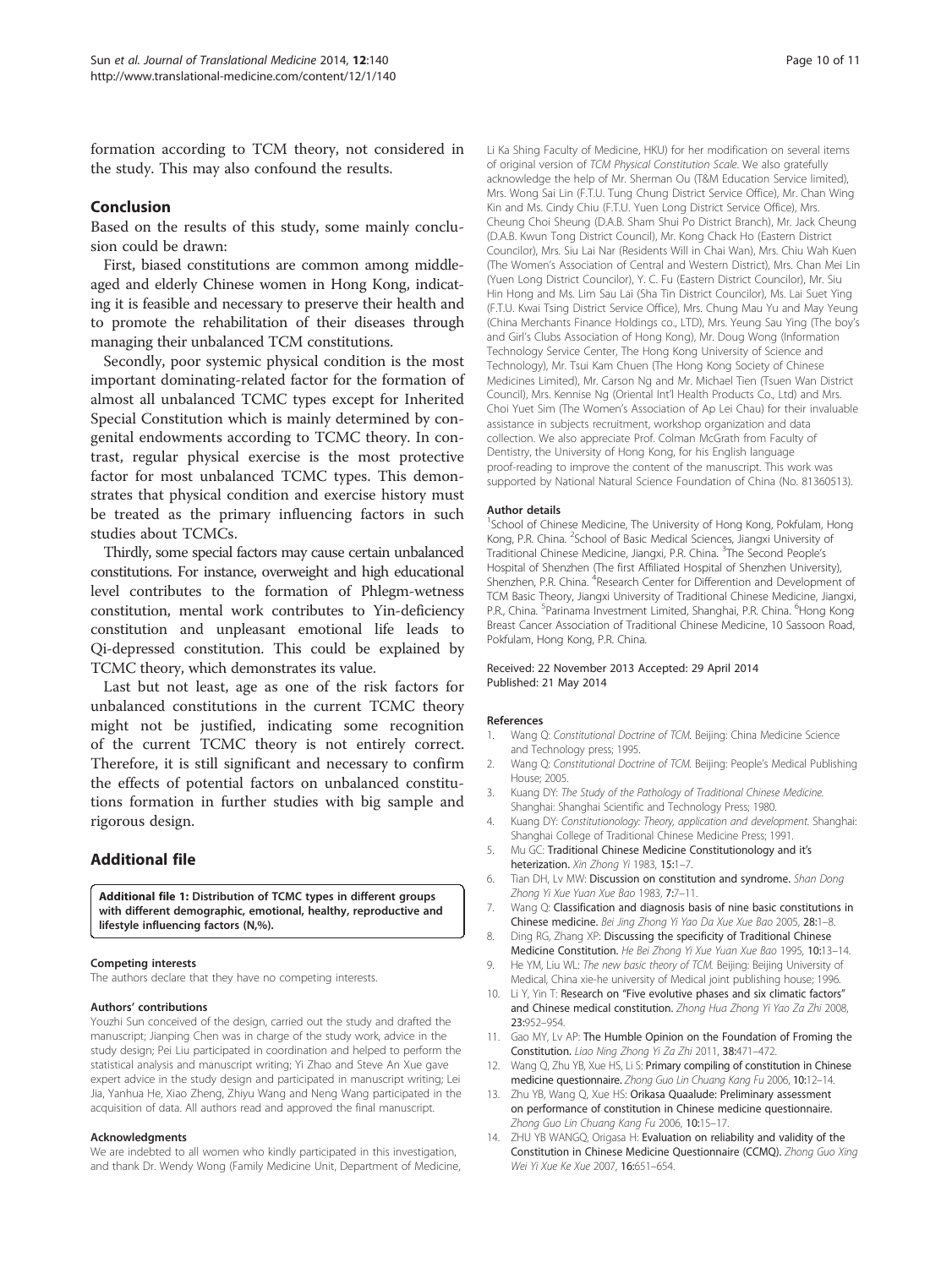formation according to TCM theory, not considered in the study. This may also confound the results.

## Conclusion

Based on the results of this study, some mainly conclusion could be drawn:

First, biased constitutions are common among middle-aged and elderly Chinese women in Hong Kong, indicating it is feasible and necessary to preserve their health and to promote the rehabilitation of their diseases through managing their unbalanced TCM constitutions.

Secondly, poor systemic physical condition is the most important dominating-related factor for the formation of almost all unbalanced TCMC types except for Inherited Special Constitution which is mainly determined by congenital endowments according to TCMC theory. In contrast, regular physical exercise is the most protective factor for most unbalanced TCMC types. This demonstrates that physical condition and exercise history must be treated as the primary influencing factors in such studies about TCMCs.

Thirdly, some special factors may cause certain unbalanced constitutions. For instance, overweight and high educational level contributes to the formation of Phlegm-wetness constitution, mental work contributes to Yin-deficiency constitution and unpleasant emotional life leads to Qi-depressed constitution. This could be explained by TCMC theory, which demonstrates its value.

Last but not least, age as one of the risk factors for unbalanced constitutions in the current TCMC theory might not be justified, indicating some recognition of the current TCMC theory is not entirely correct. Therefore, it is still significant and necessary to confirm the effects of potential factors on unbalanced constitutions formation in further studies with big sample and rigorous design.

## Additional file

**Additional file 1: Distribution of TCMC types in different groups with different demographic, emotional, healthy, reproductive and lifestyle influencing factors (N,%).**

#### Competing interests

The authors declare that they have no competing interests.

#### Authors' contributions

Youzhi Sun conceived of the design, carried out the study and drafted the manuscript; Jianping Chen was in charge of the study work, advice in the study design; Pei Liu participated in coordination and helped to perform the statistical analysis and manuscript writing; Yi Zhao and Steve An Xue gave expert advice in the study design and participated in manuscript writing; Lei Jia, Yanhua He, Xiao Zheng, Zhiyu Wang and Neng Wang participated in the acquisition of data. All authors read and approved the final manuscript.

#### Acknowledgments

We are indebted to all women who kindly participated in this investigation, and thank Dr. Wendy Wong (Family Medicine Unit, Department of Medicine, Li Ka Shing Faculty of Medicine, HKU) for her modification on several items of original version of *TCM Physical Constitution Scale*. We also gratefully acknowledge the help of Mr. Sherman Ou (T&M Education Service limited), Mrs. Wong Sai Lin (F.T.U. Tung Chung District Service Office), Mr. Chan Wing Kin and Ms. Cindy Chiu (F.T.U. Yuen Long District Service Office), Mrs. Cheung Choi Sheung (D.A.B. Sham Shui Po District Branch), Mr. Jack Cheung (D.A.B. Kwun Tong District Council), Mr. Kong Chack Ho (Eastern District Councilor), Mrs. Siu Lai Nar (Residents Will in Chai Wan), Mrs. Chiu Wah Kuen (The Women's Association of Central and Western District), Mrs. Chan Mei Lin (Yuen Long District Councilor), Y. C. Fu (Eastern District Councilor), Mr. Siu Hin Hong and Ms. Lim Sau Lai (Sha Tin District Councilor), Ms. Lai Suet Ying (F.T.U. Kwai Tsing District Service Office), Mrs. Chung Mau Yu and May Yeung (China Merchants Finance Holdings co., LTD), Mrs. Yeung Sau Ying (The boy's and Girl's Clubs Association of Hong Kong), Mr. Doug Wong (Information Technology Service Center, The Hong Kong University of Science and Technology), Mr. Tsui Kam Chuen (The Hong Kong Society of Chinese Medicines Limited), Mr. Carson Ng and Mr. Michael Tien (Tsuen Wan District Council), Mrs. Kennise Ng (Oriental Int'l Health Products Co., Ltd) and Mrs. Choi Yuet Sim (The Women's Association of Ap Lei Chau) for their invaluable assistance in subjects recruitment, workshop organization and data collection. We also appreciate Prof. Colman McGrath from Faculty of Dentistry, the University of Hong Kong, for his English language proof-reading to improve the content of the manuscript. This work was supported by National Natural Science Foundation of China (No. 81360513).

#### Author details

[1]School of Chinese Medicine, The University of Hong Kong, Pokfulam, Hong Kong, P.R. China. [2]School of Basic Medical Sciences, Jiangxi University of Traditional Chinese Medicine, Jiangxi, P.R. China. [3]The Second People's Hospital of Shenzhen (The first Affiliated Hospital of Shenzhen University), Shenzhen, P.R. China. [4]Research Center for Differentiation and Development of TCM Basic Theory, Jiangxi University of Traditional Chinese Medicine, Jiangxi, P.R., China. [5]Parinama Investment Limited, Shanghai, P.R. China. [6]Hong Kong Breast Cancer Association of Traditional Chinese Medicine, 10 Sassoon Road, Pokfulam, Hong Kong, P.R. China.

Received: 22 November 2013 Accepted: 29 April 2014
Published: 21 May 2014

#### References

1. Wang Q: *Constitutional Doctrine of TCM*. Beijing: China Medicine Science and Technology press; 1995.
2. Wang Q: *Constitutional Doctrine of TCM*. Beijing: People's Medical Publishing House; 2005.
3. Kuang DY: *The Study of the Pathology of Traditional Chinese Medicine*. Shanghai: Shanghai Scientific and Technology Press; 1980.
4. Kuang DY: *Constitutionology: Theory, application and development*. Shanghai: Shanghai College of Traditional Chinese Medicine Press; 1991.
5. Mu GC: **Traditional Chinese Medicine Constitutionology and it's heterization.** *Xin Zhong Yi* 1983, **15:**1–7.
6. Tian DH, Lv MW: **Discussion on constitution and syndrome.** *Shan Dong Zhong Yi Xue Yuan Xue Bao* 1983, **7:**7–11.
7. Wang Q: **Classification and diagnosis basis of nine basic constitutions in Chinese medicine.** *Bei Jing Zhong Yi Yao Da Xue Xue Bao* 2005, **28:**1–8.
8. Ding RG, Zhang XP: **Discussing the specificity of Traditional Chinese Medicine Constitution.** *He Bei Zhong Yi Xue Yuan Xue Bao* 1995, **10:**13–14.
9. He YM, Liu WL: *The new basic theory of TCM*. Beijing: Beijing University of Medical, China xie-he university of Medical joint publishing house; 1996.
10. Li Y, Yin T: **Research on "Five evolutive phases and six climatic factors" and Chinese medical constitution.** *Zhong Hua Zhong Yi Yao Za Zhi* 2008, **23:**952–954.
11. Gao MY, Lv AP: **The Humble Opinion on the Foundation of Froming the Constitution.** *Liao Ning Zhong Yi Za Zhi* 2011, **38:**471–472.
12. Wang Q, Zhu YB, Xue HS, Li S: **Primary compiling of constitution in Chinese medicine questionnaire.** *Zhong Guo Lin Chuang Kang Fu* 2006, **10:**12–14.
13. Zhu YB, Wang Q, Xue HS: **Orikasa Quaalude: Preliminary assessment on performance of constitution in Chinese medicine questionnaire.** *Zhong Guo Lin Chuang Kang Fu* 2006, **10:**15–17.
14. ZHU YB WANGQ, Origasa H: **Evaluation on reliability and validity of the Constitution in Chinese Medicine Questionnaire (CCMQ).** *Zhong Guo Xing Wei Yi Xue Ke Xue* 2007, **16:**651–654.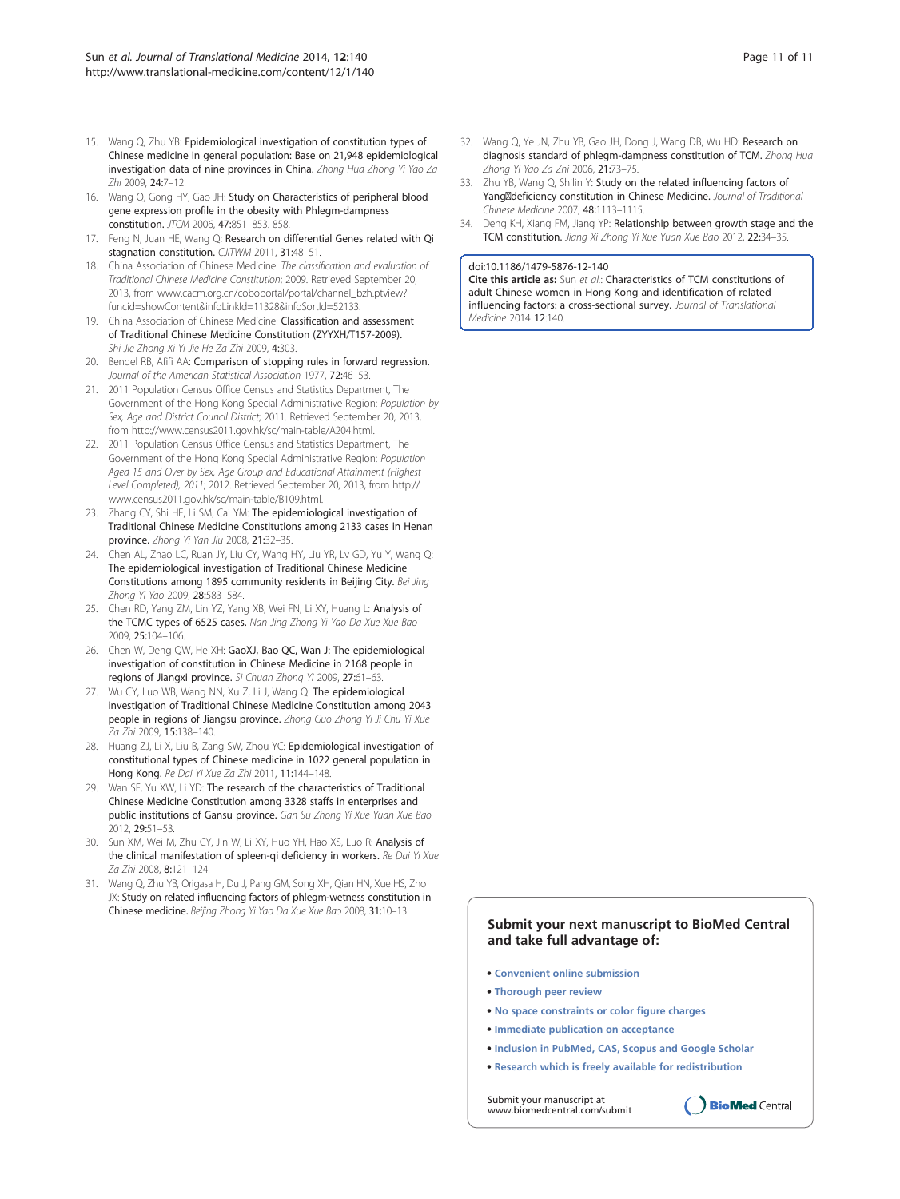15. Wang Q, Zhu YB: Epidemiological investigation of constitution types of Chinese medicine in general population: Base on 21,948 epidemiological investigation data of nine provinces in China. *Zhong Hua Zhong Yi Yao Za Zhi* 2009, **24**:7–12.
16. Wang Q, Gong HY, Gao JH: Study on Characteristics of peripheral blood gene expression profile in the obesity with Phlegm-dampness constitution. *JTCM* 2006, **47**:851–853. 858.
17. Feng N, Juan HE, Wang Q: Research on differential Genes related with Qi stagnation constitution. *CJITWM* 2011, **31**:48–51.
18. China Association of Chinese Medicine: *The classification and evaluation of Traditional Chinese Medicine Constitution*; 2009. Retrieved September 20, 2013, from www.cacm.org.cn/coboportal/portal/channel_bzh.ptview?funcid=showContent&infoLinkId=11328&infoSortId=52133.
19. China Association of Chinese Medicine: Classification and assessment of Traditional Chinese Medicine Constitution (ZYYXH/T157-2009). *Shi Jie Zhong Xi Yi Jie He Za Zhi* 2009, **4**:303.
20. Bendel RB, Afifi AA: Comparison of stopping rules in forward regression. *Journal of the American Statistical Association* 1977, **72**:46–53.
21. 2011 Population Census Office Census and Statistics Department, The Government of the Hong Kong Special Administrative Region: *Population by Sex, Age and District Council District*; 2011. Retrieved September 20, 2013, from http://www.census2011.gov.hk/sc/main-table/A204.html.
22. 2011 Population Census Office Census and Statistics Department, The Government of the Hong Kong Special Administrative Region: *Population Aged 15 and Over by Sex, Age Group and Educational Attainment (Highest Level Completed), 2011*; 2012. Retrieved September 20, 2013, from http://www.census2011.gov.hk/sc/main-table/B109.html.
23. Zhang CY, Shi HF, Li SM, Cai YM: The epidemiological investigation of Traditional Chinese Medicine Constitutions among 2133 cases in Henan province. *Zhong Yi Yan Jiu* 2008, **21**:32–35.
24. Chen AL, Zhao LC, Ruan JY, Liu CY, Wang HY, Liu YR, Lv GD, Yu Y, Wang Q: The epidemiological investigation of Traditional Chinese Medicine Constitutions among 1895 community residents in Beijing City. *Bei Jing Zhong Yi Yao* 2009, **28**:583–584.
25. Chen RD, Yang ZM, Lin YZ, Yang XB, Wei FN, Li XY, Huang L: Analysis of the TCMC types of 6525 cases. *Nan Jing Zhong Yi Yao Da Xue Xue Bao* 2009, **25**:104–106.
26. Chen W, Deng QW, He XH: GaoXJ, Bao QC, Wan J: The epidemiological investigation of constitution in Chinese Medicine in 2168 people in regions of Jiangxi province. *Si Chuan Zhong Yi* 2009, **27**:61–63.
27. Wu CY, Luo WB, Wang NN, Xu Z, Li J, Wang Q: The epidemiological investigation of Traditional Chinese Medicine Constitution among 2043 people in regions of Jiangsu province. *Zhong Guo Zhong Yi Ji Chu Yi Xue Za Zhi* 2009, **15**:138–140.
28. Huang ZJ, Li X, Liu B, Zang SW, Zhou YC: Epidemiological investigation of constitutional types of Chinese medicine in 1022 general population in Hong Kong. *Re Dai Yi Xue Za Zhi* 2011, **11**:144–148.
29. Wan SF, Yu XW, Li YD: The research of the characteristics of Traditional Chinese Medicine Constitution among 3328 staffs in enterprises and public institutions of Gansu province. *Gan Su Zhong Yi Xue Yuan Xue Bao* 2012, **29**:51–53.
30. Sun XM, Wei M, Zhu CY, Jin W, Li XY, Huo YH, Hao XS, Luo R: Analysis of the clinical manifestation of spleen-qi deficiency in workers. *Re Dai Yi Xue Za Zhi* 2008, **8**:121–124.
31. Wang Q, Zhu YB, Origasa H, Du J, Pang GM, Song XH, Qian HN, Xue HS, Zho JX: Study on related influencing factors of phlegm-wetness constitution in Chinese medicine. *Beijing Zhong Yi Yao Da Xue Xue Bao* 2008, **31**:10–13.
32. Wang Q, Ye JN, Zhu YB, Gao JH, Dong J, Wang DB, Wu HD: Research on diagnosis standard of phlegm-dampness constitution of TCM. *Zhong Hua Zhong Yi Yao Za Zhi* 2006, **21**:73–75.
33. Zhu YB, Wang Q, Shilin Y: Study on the related influencing factors of Yang‑deficiency constitution in Chinese Medicine. *Journal of Traditional Chinese Medicine* 2007, **48**:1113–1115.
34. Deng KH, Xiang FM, Jiang YP: Relationship between growth stage and the TCM constitution. *Jiang Xi Zhong Yi Xue Yuan Xue Bao* 2012, **22**:34–35.

doi:10.1186/1479-5876-12-140
**Cite this article as:** Sun *et al.*: Characteristics of TCM constitutions of adult Chinese women in Hong Kong and identification of related influencing factors: a cross-sectional survey. *Journal of Translational Medicine* 2014 **12**:140.

**Submit your next manuscript to BioMed Central and take full advantage of:**

- **Convenient online submission**
- **Thorough peer review**
- **No space constraints or color figure charges**
- **Immediate publication on acceptance**
- **Inclusion in PubMed, CAS, Scopus and Google Scholar**
- **Research which is freely available for redistribution**

Submit your manuscript at
www.biomedcentral.com/submit

BioMed Central